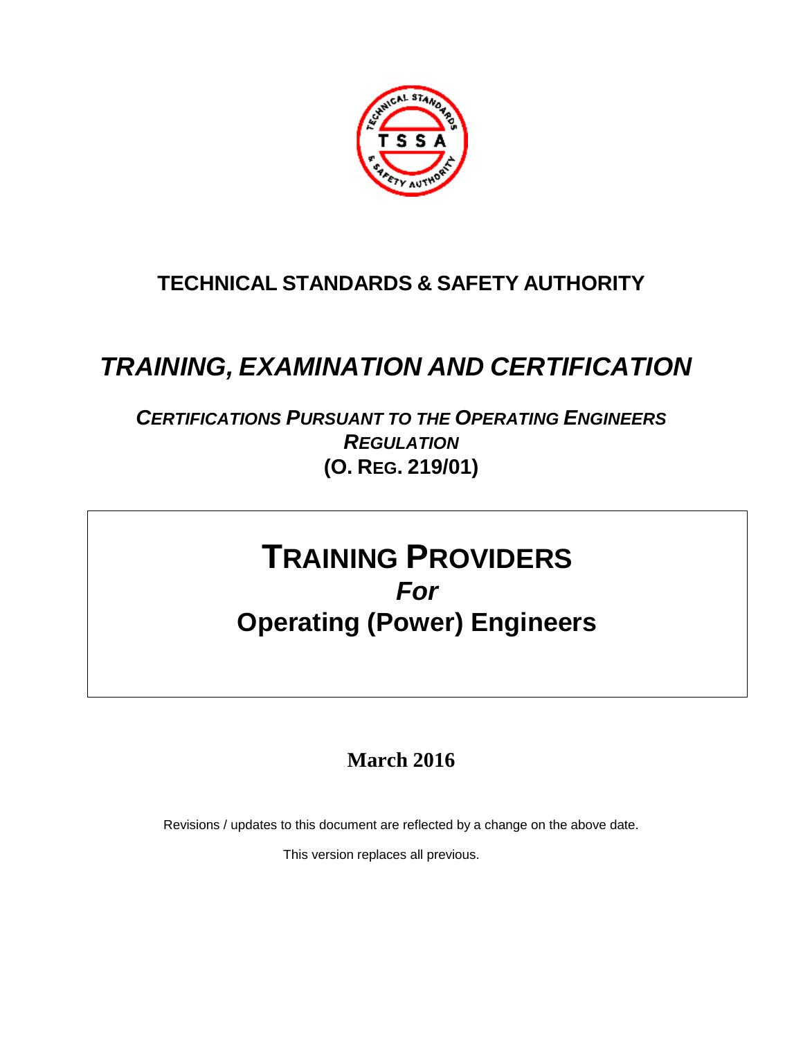# TECHNICAL STANDARDS & SAFETY AUTHORITY

## *TRAINING, EXAMINATION AND CERTIFICATION*

### *CERTIFICATIONS PURSUANT TO THE OPERATING ENGINEERS REGULATION*

### (O. REG. 219/01)

# TRAINING PROVIDERS

## *For*

## Operating (Power) Engineers

**March 2016**

Revisions / updates to this document are reflected by a change on the above date.

This version replaces all previous.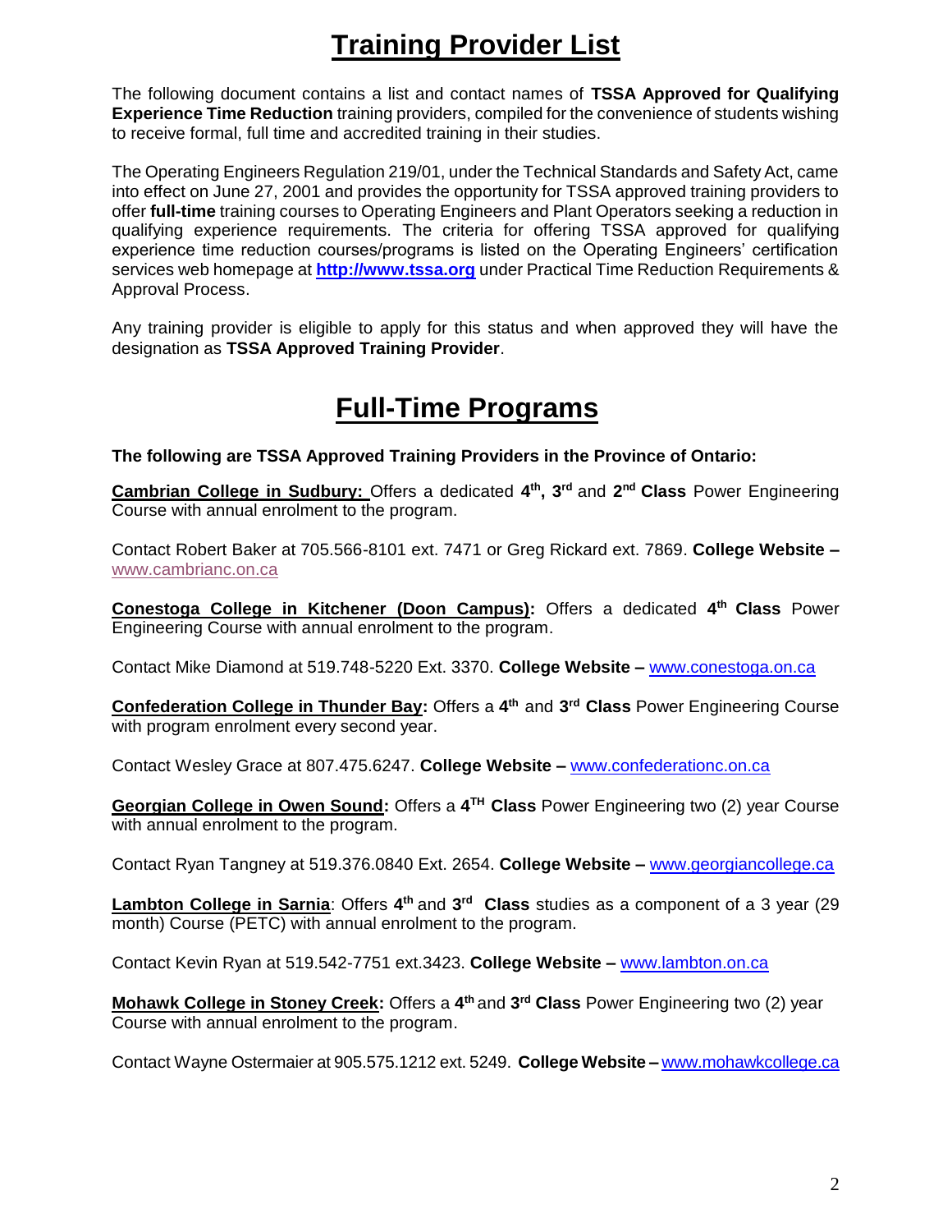# Training Provider List

The following document contains a list and contact names of **TSSA Approved for Qualifying Experience Time Reduction** training providers, compiled for the convenience of students wishing to receive formal, full time and accredited training in their studies.

The Operating Engineers Regulation 219/01, under the Technical Standards and Safety Act, came into effect on June 27, 2001 and provides the opportunity for TSSA approved training providers to offer **full-time** training courses to Operating Engineers and Plant Operators seeking a reduction in qualifying experience requirements. The criteria for offering TSSA approved for qualifying experience time reduction courses/programs is listed on the Operating Engineers' certification services web homepage at **http://www.tssa.org** under Practical Time Reduction Requirements & Approval Process.

Any training provider is eligible to apply for this status and when approved they will have the designation as **TSSA Approved Training Provider**.

# Full-Time Programs

**The following are TSSA Approved Training Providers in the Province of Ontario:**

**Cambrian College in Sudbury:** Offers a dedicated **4th, 3rd** and **2nd Class** Power Engineering Course with annual enrolment to the program.

Contact Robert Baker at 705.566-8101 ext. 7471 or Greg Rickard ext. 7869. **College Website –** www.cambrianc.on.ca

**Conestoga College in Kitchener (Doon Campus):** Offers a dedicated **4th Class** Power Engineering Course with annual enrolment to the program.

Contact Mike Diamond at 519.748-5220 Ext. 3370. **College Website –** www.conestoga.on.ca

**Confederation College in Thunder Bay:** Offers a **4th** and **3rd Class** Power Engineering Course with program enrolment every second year.

Contact Wesley Grace at 807.475.6247. **College Website –** www.confederationc.on.ca

**Georgian College in Owen Sound:** Offers a **4TH Class** Power Engineering two (2) year Course with annual enrolment to the program.

Contact Ryan Tangney at 519.376.0840 Ext. 2654. **College Website –** www.georgiancollege.ca

**Lambton College in Sarnia**: Offers **4th** and **3rd Class** studies as a component of a 3 year (29 month) Course (PETC) with annual enrolment to the program.

Contact Kevin Ryan at 519.542-7751 ext.3423. **College Website –** www.lambton.on.ca

**Mohawk College in Stoney Creek:** Offers a **4th** and **3rd Class** Power Engineering two (2) year Course with annual enrolment to the program.

Contact Wayne Ostermaier at 905.575.1212 ext. 5249. **College Website –** www.mohawkcollege.ca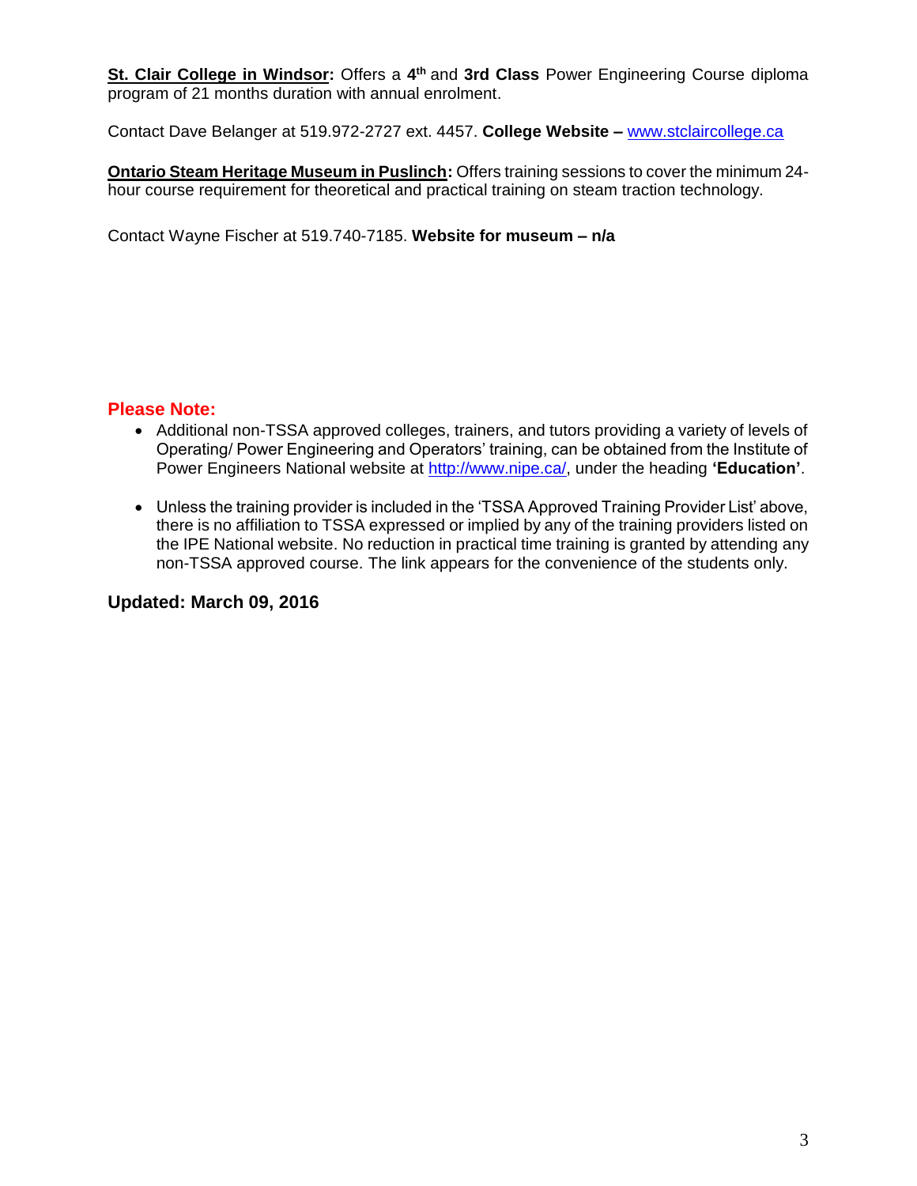**St. Clair College in Windsor:** Offers a **4th** and **3rd Class** Power Engineering Course diploma program of 21 months duration with annual enrolment.

Contact Dave Belanger at 519.972-2727 ext. 4457. **College Website –** www.stclaircollege.ca

**Ontario Steam Heritage Museum in Puslinch:** Offers training sessions to cover the minimum 24-hour course requirement for theoretical and practical training on steam traction technology.

Contact Wayne Fischer at 519.740-7185. **Website for museum – n/a**

**Please Note:**

- Additional non-TSSA approved colleges, trainers, and tutors providing a variety of levels of Operating/ Power Engineering and Operators' training, can be obtained from the Institute of Power Engineers National website at http://www.nipe.ca/, under the heading **'Education'**.

- Unless the training provider is included in the 'TSSA Approved Training Provider List' above, there is no affiliation to TSSA expressed or implied by any of the training providers listed on the IPE National website. No reduction in practical time training is granted by attending any non-TSSA approved course. The link appears for the convenience of the students only.

**Updated: March 09, 2016**